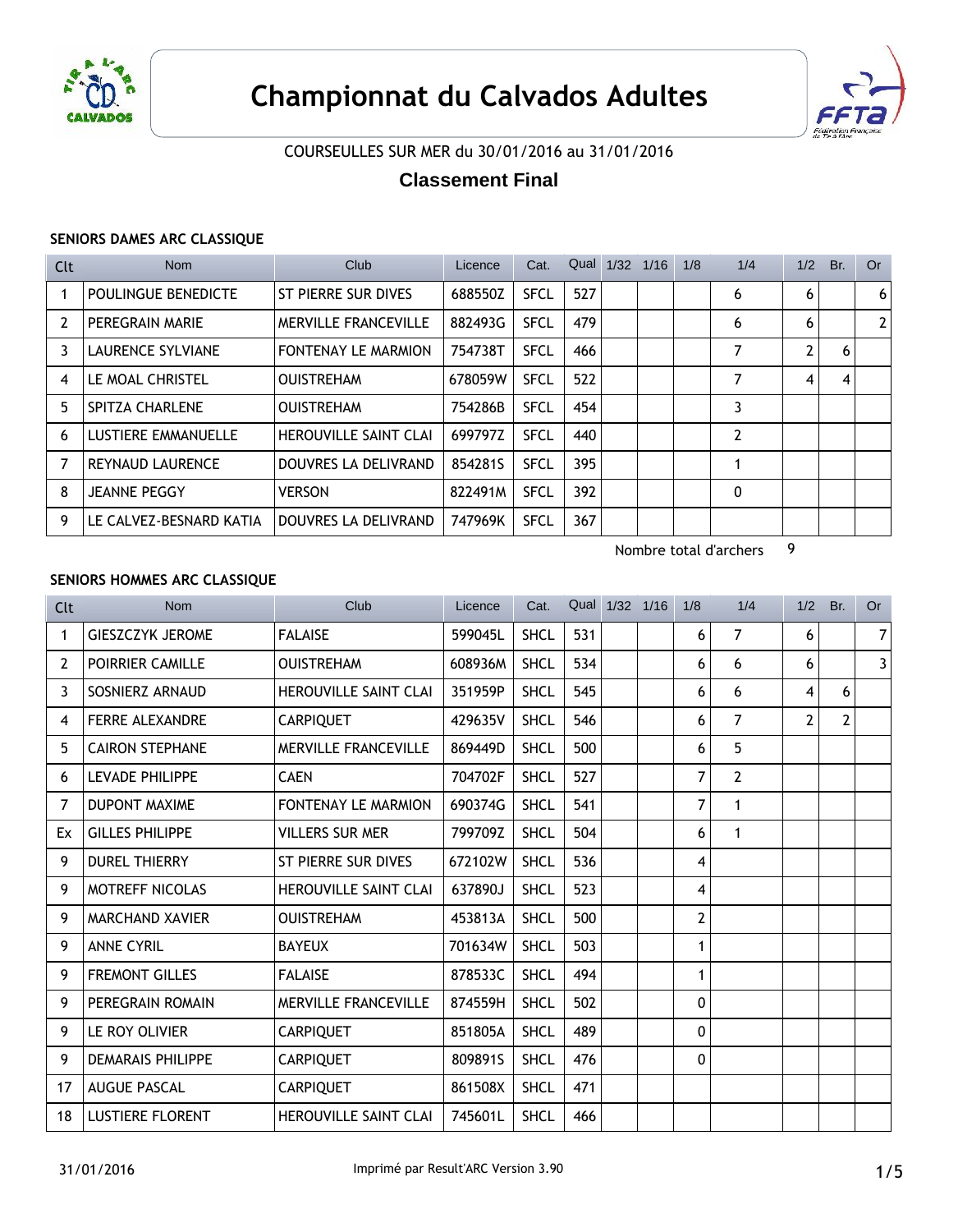# Championnat du Calvados Adultes

COURSEULLES SUR MER du 30/01/2016 au 31/01/2016

## Classement Final

### SENIORS DAMES ARC CLASSIQUE

| Clt | Nom | Club | Licence | Cat. | Qual | 1/32 | 1/16 | 1/8 | 1/4 | 1/2 | Br. | Or |
|---|---|---|---|---|---|---|---|---|---|---|---|---|
| 1 | POULINGUE BENEDICTE | ST PIERRE SUR DIVES | 688550Z | SFCL | 527 | | | | 6 | 6 | | 6 |
| 2 | PEREGRAIN MARIE | MERVILLE FRANCEVILLE | 882493G | SFCL | 479 | | | | 6 | 6 | | 2 |
| 3 | LAURENCE SYLVIANE | FONTENAY LE MARMION | 754738T | SFCL | 466 | | | | 7 | 2 | 6 | |
| 4 | LE MOAL CHRISTEL | OUISTREHAM | 678059W | SFCL | 522 | | | | 7 | 4 | 4 | |
| 5 | SPITZA CHARLENE | OUISTREHAM | 754286B | SFCL | 454 | | | | 3 | | | |
| 6 | LUSTIERE EMMANUELLE | HEROUVILLE SAINT CLAI | 699797Z | SFCL | 440 | | | | 2 | | | |
| 7 | REYNAUD LAURENCE | DOUVRES LA DELIVRAND | 854281S | SFCL | 395 | | | | 1 | | | |
| 8 | JEANNE PEGGY | VERSON | 822491M | SFCL | 392 | | | | 0 | | | |
| 9 | LE CALVEZ-BESNARD KATIA | DOUVRES LA DELIVRAND | 747969K | SFCL | 367 | | | | | | | |

Nombre total d'archers 9

### SENIORS HOMMES ARC CLASSIQUE

| Clt | Nom | Club | Licence | Cat. | Qual | 1/32 | 1/16 | 1/8 | 1/4 | 1/2 | Br. | Or |
|---|---|---|---|---|---|---|---|---|---|---|---|---|
| 1 | GIESZCZYK JEROME | FALAISE | 599045L | SHCL | 531 | | | 6 | 7 | 6 | | 7 |
| 2 | POIRRIER CAMILLE | OUISTREHAM | 608936M | SHCL | 534 | | | 6 | 6 | 6 | | 3 |
| 3 | SOSNIERZ ARNAUD | HEROUVILLE SAINT CLAI | 351959P | SHCL | 545 | | | 6 | 6 | 4 | 6 | |
| 4 | FERRE ALEXANDRE | CARPIQUET | 429635V | SHCL | 546 | | | 6 | 7 | 2 | 2 | |
| 5 | CAIRON STEPHANE | MERVILLE FRANCEVILLE | 869449D | SHCL | 500 | | | 6 | 5 | | | |
| 6 | LEVADE PHILIPPE | CAEN | 704702F | SHCL | 527 | | | 7 | 2 | | | |
| 7 | DUPONT MAXIME | FONTENAY LE MARMION | 690374G | SHCL | 541 | | | 7 | 1 | | | |
| Ex | GILLES PHILIPPE | VILLERS SUR MER | 799709Z | SHCL | 504 | | | 6 | 1 | | | |
| 9 | DUREL THIERRY | ST PIERRE SUR DIVES | 672102W | SHCL | 536 | | | 4 | | | | |
| 9 | MOTREFF NICOLAS | HEROUVILLE SAINT CLAI | 637890J | SHCL | 523 | | | 4 | | | | |
| 9 | MARCHAND XAVIER | OUISTREHAM | 453813A | SHCL | 500 | | | 2 | | | | |
| 9 | ANNE CYRIL | BAYEUX | 701634W | SHCL | 503 | | | 1 | | | | |
| 9 | FREMONT GILLES | FALAISE | 878533C | SHCL | 494 | | | 1 | | | | |
| 9 | PEREGRAIN ROMAIN | MERVILLE FRANCEVILLE | 874559H | SHCL | 502 | | | 0 | | | | |
| 9 | LE ROY OLIVIER | CARPIQUET | 851805A | SHCL | 489 | | | 0 | | | | |
| 9 | DEMARAIS PHILIPPE | CARPIQUET | 809891S | SHCL | 476 | | | 0 | | | | |
| 17 | AUGUE PASCAL | CARPIQUET | 861508X | SHCL | 471 | | | | | | | |
| 18 | LUSTIERE FLORENT | HEROUVILLE SAINT CLAI | 745601L | SHCL | 466 | | | | | | | |

31/01/2016 Imprimé par Result'ARC Version 3.90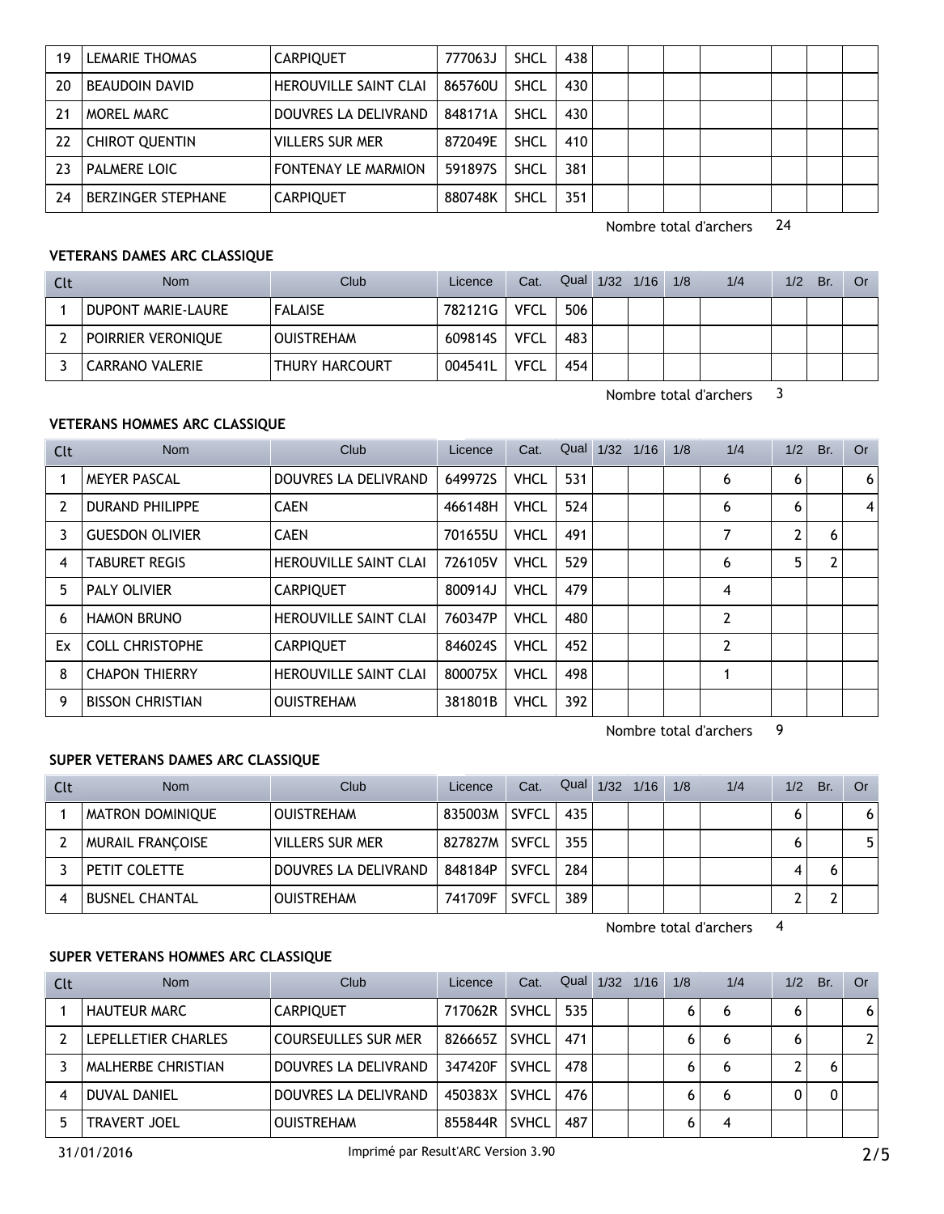| 19 | LEMARIE THOMAS | CARPIQUET | 777063J | SHCL | 438 | | | | | | | |
|---|---|---|---|---|---|---|---|---|---|---|---|---|
| 20 | BEAUDOIN DAVID | HEROUVILLE SAINT CLAI | 865760U | SHCL | 430 | | | | | | | |
| 21 | MOREL MARC | DOUVRES LA DELIVRAND | 848171A | SHCL | 430 | | | | | | | |
| 22 | CHIROT QUENTIN | VILLERS SUR MER | 872049E | SHCL | 410 | | | | | | | |
| 23 | PALMERE LOIC | FONTENAY LE MARMION | 591897S | SHCL | 381 | | | | | | | |
| 24 | BERZINGER STEPHANE | CARPIQUET | 880748K | SHCL | 351 | | | | | | | |

Nombre total d'archers 24

### VETERANS DAMES ARC CLASSIQUE

| Clt | Nom | Club | Licence | Cat. | Qual | 1/32 | 1/16 | 1/8 | 1/4 | 1/2 | Br. | Or |
|---|---|---|---|---|---|---|---|---|---|---|---|---|
| 1 | DUPONT MARIE-LAURE | FALAISE | 782121G | VFCL | 506 | | | | | | | |
| 2 | POIRRIER VERONIQUE | OUISTREHAM | 609814S | VFCL | 483 | | | | | | | |
| 3 | CARRANO VALERIE | THURY HARCOURT | 004541L | VFCL | 454 | | | | | | | |

Nombre total d'archers 3

### VETERANS HOMMES ARC CLASSIQUE

| Clt | Nom | Club | Licence | Cat. | Qual | 1/32 | 1/16 | 1/8 | 1/4 | 1/2 | Br. | Or |
|---|---|---|---|---|---|---|---|---|---|---|---|---|
| 1 | MEYER PASCAL | DOUVRES LA DELIVRAND | 649972S | VHCL | 531 | | | | 6 | 6 | | 6 |
| 2 | DURAND PHILIPPE | CAEN | 466148H | VHCL | 524 | | | | 6 | 6 | | 4 |
| 3 | GUESDON OLIVIER | CAEN | 701655U | VHCL | 491 | | | | 7 | 2 | 6 | |
| 4 | TABURET REGIS | HEROUVILLE SAINT CLAI | 726105V | VHCL | 529 | | | | 6 | 5 | 2 | |
| 5 | PALY OLIVIER | CARPIQUET | 800914J | VHCL | 479 | | | | 4 | | | |
| 6 | HAMON BRUNO | HEROUVILLE SAINT CLAI | 760347P | VHCL | 480 | | | | 2 | | | |
| Ex | COLL CHRISTOPHE | CARPIQUET | 846024S | VHCL | 452 | | | | 2 | | | |
| 8 | CHAPON THIERRY | HEROUVILLE SAINT CLAI | 800075X | VHCL | 498 | | | | 1 | | | |
| 9 | BISSON CHRISTIAN | OUISTREHAM | 381801B | VHCL | 392 | | | | | | | |

Nombre total d'archers 9

### SUPER VETERANS DAMES ARC CLASSIQUE

| Clt | Nom | Club | Licence | Cat. | Qual | 1/32 | 1/16 | 1/8 | 1/4 | 1/2 | Br. | Or |
|---|---|---|---|---|---|---|---|---|---|---|---|---|
| 1 | MATRON DOMINIQUE | OUISTREHAM | 835003M | SVFCL | 435 | | | | | 6 | | 6 |
| 2 | MURAIL FRANÇOISE | VILLERS SUR MER | 827827M | SVFCL | 355 | | | | | 6 | | 5 |
| 3 | PETIT COLETTE | DOUVRES LA DELIVRAND | 848184P | SVFCL | 284 | | | | | 4 | 6 | |
| 4 | BUSNEL CHANTAL | OUISTREHAM | 741709F | SVFCL | 389 | | | | | 2 | 2 | |

Nombre total d'archers 4

### SUPER VETERANS HOMMES ARC CLASSIQUE

| Clt | Nom | Club | Licence | Cat. | Qual | 1/32 | 1/16 | 1/8 | 1/4 | 1/2 | Br. | Or |
|---|---|---|---|---|---|---|---|---|---|---|---|---|
| 1 | HAUTEUR MARC | CARPIQUET | 717062R | SVHCL | 535 | | | 6 | 6 | 6 | | 6 |
| 2 | LEPELLETIER CHARLES | COURSEULLES SUR MER | 826665Z | SVHCL | 471 | | | 6 | 6 | 6 | | 2 |
| 3 | MALHERBE CHRISTIAN | DOUVRES LA DELIVRAND | 347420F | SVHCL | 478 | | | 6 | 6 | 2 | 6 | |
| 4 | DUVAL DANIEL | DOUVRES LA DELIVRAND | 450383X | SVHCL | 476 | | | 6 | 6 | 0 | 0 | |
| 5 | TRAVERT JOEL | OUISTREHAM | 855844R | SVHCL | 487 | | | 6 | 4 | | | |

31/01/2016 Imprimé par Result'ARC Version 3.90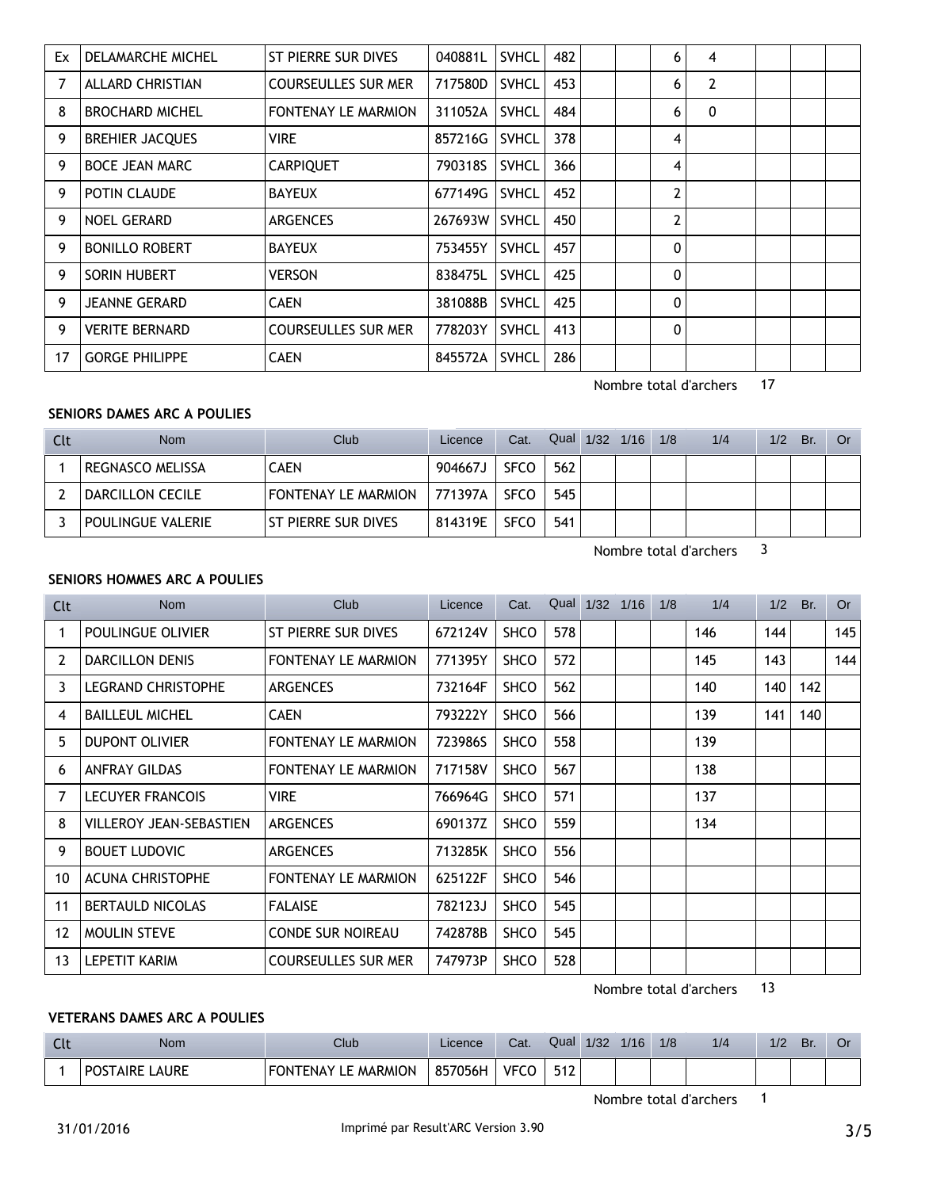| Clt | Nom | Club | Licence | Cat. | Qual | 1/32 | 1/16 | 1/8 | 1/4 | 1/2 | Br. | Or |
|---|---|---|---|---|---|---|---|---|---|---|---|---|
| Ex | DELAMARCHE MICHEL | ST PIERRE SUR DIVES | 040881L | SVHCL | 482 | | | 6 | 4 | | | |
| 7 | ALLARD CHRISTIAN | COURSEULLES SUR MER | 717580D | SVHCL | 453 | | | 6 | 2 | | | |
| 8 | BROCHARD MICHEL | FONTENAY LE MARMION | 311052A | SVHCL | 484 | | | 6 | 0 | | | |
| 9 | BREHIER JACQUES | VIRE | 857216G | SVHCL | 378 | | | 4 | | | | |
| 9 | BOCE JEAN MARC | CARPIQUET | 790318S | SVHCL | 366 | | | 4 | | | | |
| 9 | POTIN CLAUDE | BAYEUX | 677149G | SVHCL | 452 | | | 2 | | | | |
| 9 | NOEL GERARD | ARGENCES | 267693W | SVHCL | 450 | | | 2 | | | | |
| 9 | BONILLO ROBERT | BAYEUX | 753455Y | SVHCL | 457 | | | 0 | | | | |
| 9 | SORIN HUBERT | VERSON | 838475L | SVHCL | 425 | | | 0 | | | | |
| 9 | JEANNE GERARD | CAEN | 381088B | SVHCL | 425 | | | 0 | | | | |
| 9 | VERITE BERNARD | COURSEULLES SUR MER | 778203Y | SVHCL | 413 | | | 0 | | | | |
| 17 | GORGE PHILIPPE | CAEN | 845572A | SVHCL | 286 | | | | | | | |

Nombre total d'archers 17

**SENIORS DAMES ARC A POULIES**

| Clt | Nom | Club | Licence | Cat. | Qual | 1/32 | 1/16 | 1/8 | 1/4 | 1/2 | Br. | Or |
|---|---|---|---|---|---|---|---|---|---|---|---|---|
| 1 | REGNASCO MELISSA | CAEN | 904667J | SFCO | 562 | | | | | | | |
| 2 | DARCILLON CECILE | FONTENAY LE MARMION | 771397A | SFCO | 545 | | | | | | | |
| 3 | POULINGUE VALERIE | ST PIERRE SUR DIVES | 814319E | SFCO | 541 | | | | | | | |

Nombre total d'archers 3

**SENIORS HOMMES ARC A POULIES**

| Clt | Nom | Club | Licence | Cat. | Qual | 1/32 | 1/16 | 1/8 | 1/4 | 1/2 | Br. | Or |
|---|---|---|---|---|---|---|---|---|---|---|---|---|
| 1 | POULINGUE OLIVIER | ST PIERRE SUR DIVES | 672124V | SHCO | 578 | | | | 146 | 144 | | 145 |
| 2 | DARCILLON DENIS | FONTENAY LE MARMION | 771395Y | SHCO | 572 | | | | 145 | 143 | | 144 |
| 3 | LEGRAND CHRISTOPHE | ARGENCES | 732164F | SHCO | 562 | | | | 140 | 140 | 142 | |
| 4 | BAILLEUL MICHEL | CAEN | 793222Y | SHCO | 566 | | | | 139 | 141 | 140 | |
| 5 | DUPONT OLIVIER | FONTENAY LE MARMION | 723986S | SHCO | 558 | | | | 139 | | | |
| 6 | ANFRAY GILDAS | FONTENAY LE MARMION | 717158V | SHCO | 567 | | | | 138 | | | |
| 7 | LECUYER FRANCOIS | VIRE | 766964G | SHCO | 571 | | | | 137 | | | |
| 8 | VILLEROY JEAN-SEBASTIEN | ARGENCES | 690137Z | SHCO | 559 | | | | 134 | | | |
| 9 | BOUET LUDOVIC | ARGENCES | 713285K | SHCO | 556 | | | | | | | |
| 10 | ACUNA CHRISTOPHE | FONTENAY LE MARMION | 625122F | SHCO | 546 | | | | | | | |
| 11 | BERTAULD NICOLAS | FALAISE | 782123J | SHCO | 545 | | | | | | | |
| 12 | MOULIN STEVE | CONDE SUR NOIREAU | 742878B | SHCO | 545 | | | | | | | |
| 13 | LEPETIT KARIM | COURSEULLES SUR MER | 747973P | SHCO | 528 | | | | | | | |

Nombre total d'archers 13

**VETERANS DAMES ARC A POULIES**

| Clt | Nom | Club | Licence | Cat. | Qual | 1/32 | 1/16 | 1/8 | 1/4 | 1/2 | Br. | Or |
|---|---|---|---|---|---|---|---|---|---|---|---|---|
| 1 | POSTAIRE LAURE | FONTENAY LE MARMION | 857056H | VFCO | 512 | | | | | | | |

Nombre total d'archers 1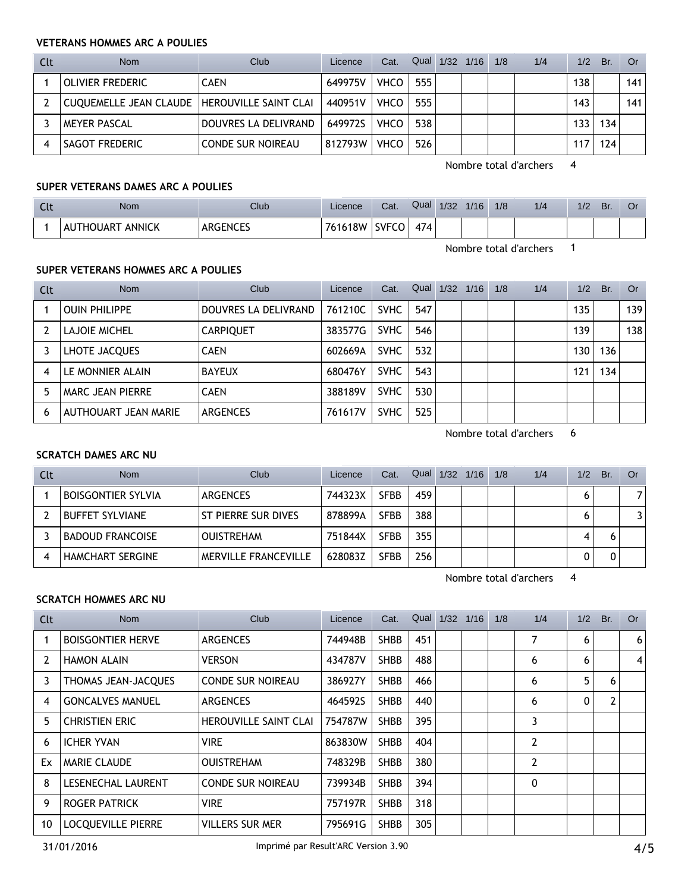#### VETERANS HOMMES ARC A POULIES

| Clt | Nom | Club | Licence | Cat. | Qual | 1/32 | 1/16 | 1/8 | 1/4 | 1/2 | Br. | Or |
|---|---|---|---|---|---|---|---|---|---|---|---|---|
| 1 | OLIVIER FREDERIC | CAEN | 649975V | VHCO | 555 | | | | | 138 | | 141 |
| 2 | CUQUEMELLE JEAN CLAUDE | HEROUVILLE SAINT CLAI | 440951V | VHCO | 555 | | | | | 143 | | 141 |
| 3 | MEYER PASCAL | DOUVRES LA DELIVRAND | 649972S | VHCO | 538 | | | | | 133 | 134 | |
| 4 | SAGOT FREDERIC | CONDE SUR NOIREAU | 812793W | VHCO | 526 | | | | | 117 | 124 | |

Nombre total d'archers 4

#### SUPER VETERANS DAMES ARC A POULIES

| Clt | Nom | Club | Licence | Cat. | Qual | 1/32 | 1/16 | 1/8 | 1/4 | 1/2 | Br. | Or |
|---|---|---|---|---|---|---|---|---|---|---|---|---|
| 1 | AUTHOUART ANNICK | ARGENCES | 761618W | SVFCO | 474 | | | | | | | |

Nombre total d'archers 1

#### SUPER VETERANS HOMMES ARC A POULIES

| Clt | Nom | Club | Licence | Cat. | Qual | 1/32 | 1/16 | 1/8 | 1/4 | 1/2 | Br. | Or |
|---|---|---|---|---|---|---|---|---|---|---|---|---|
| 1 | OUIN PHILIPPE | DOUVRES LA DELIVRAND | 761210C | SVHC | 547 | | | | | 135 | | 139 |
| 2 | LAJOIE MICHEL | CARPIQUET | 383577G | SVHC | 546 | | | | | 139 | | 138 |
| 3 | LHOTE JACQUES | CAEN | 602669A | SVHC | 532 | | | | | 130 | 136 | |
| 4 | LE MONNIER ALAIN | BAYEUX | 680476Y | SVHC | 543 | | | | | 121 | 134 | |
| 5 | MARC JEAN PIERRE | CAEN | 388189V | SVHC | 530 | | | | | | | |
| 6 | AUTHOUART JEAN MARIE | ARGENCES | 761617V | SVHC | 525 | | | | | | | |

Nombre total d'archers 6

#### SCRATCH DAMES ARC NU

| Clt | Nom | Club | Licence | Cat. | Qual | 1/32 | 1/16 | 1/8 | 1/4 | 1/2 | Br. | Or |
|---|---|---|---|---|---|---|---|---|---|---|---|---|
| 1 | BOISGONTIER SYLVIA | ARGENCES | 744323X | SFBB | 459 | | | | | 6 | | 7 |
| 2 | BUFFET SYLVIANE | ST PIERRE SUR DIVES | 878899A | SFBB | 388 | | | | | 6 | | 3 |
| 3 | BADOUD FRANCOISE | OUISTREHAM | 751844X | SFBB | 355 | | | | | 4 | 6 | |
| 4 | HAMCHART SERGINE | MERVILLE FRANCEVILLE | 628083Z | SFBB | 256 | | | | | 0 | 0 | |

Nombre total d'archers 4

#### SCRATCH HOMMES ARC NU

| Clt | Nom | Club | Licence | Cat. | Qual | 1/32 | 1/16 | 1/8 | 1/4 | 1/2 | Br. | Or |
|---|---|---|---|---|---|---|---|---|---|---|---|---|
| 1 | BOISGONTIER HERVE | ARGENCES | 744948B | SHBB | 451 | | | | 7 | 6 | | 6 |
| 2 | HAMON ALAIN | VERSON | 434787V | SHBB | 488 | | | | 6 | 6 | | 4 |
| 3 | THOMAS JEAN-JACQUES | CONDE SUR NOIREAU | 386927Y | SHBB | 466 | | | | 6 | 5 | 6 | |
| 4 | GONCALVES MANUEL | ARGENCES | 464592S | SHBB | 440 | | | | 6 | 0 | 2 | |
| 5 | CHRISTIEN ERIC | HEROUVILLE SAINT CLAI | 754787W | SHBB | 395 | | | | 3 | | | |
| 6 | ICHER YVAN | VIRE | 863830W | SHBB | 404 | | | | 2 | | | |
| Ex | MARIE CLAUDE | OUISTREHAM | 748329B | SHBB | 380 | | | | 2 | | | |
| 8 | LESENECHAL LAURENT | CONDE SUR NOIREAU | 739934B | SHBB | 394 | | | | 0 | | | |
| 9 | ROGER PATRICK | VIRE | 757197R | SHBB | 318 | | | | | | | |
| 10 | LOCQUEVILLE PIERRE | VILLERS SUR MER | 795691G | SHBB | 305 | | | | | | | |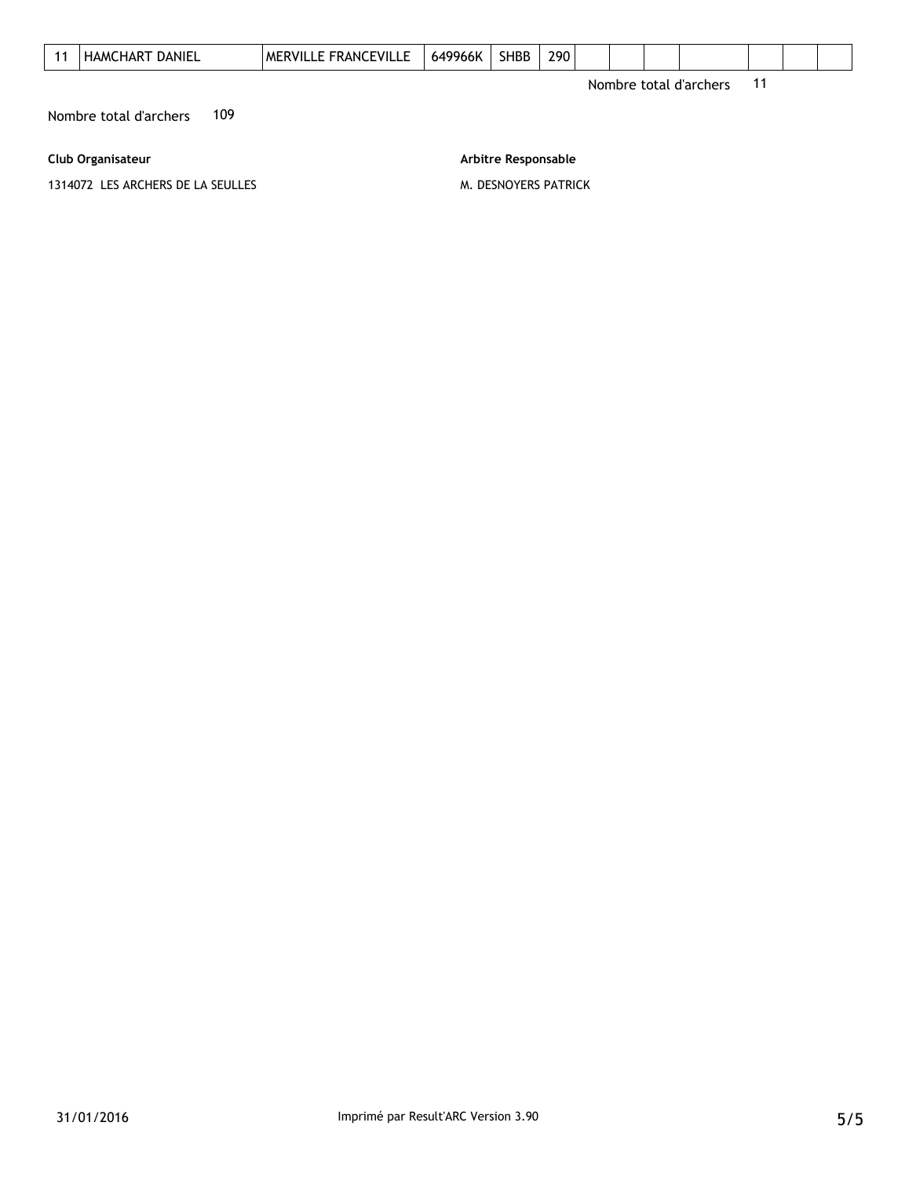| | | | | | | | | | | | | | |
|---|---|---|---|---|---|---|---|---|---|---|---|---|---|
| 11 | HAMCHART DANIEL | MERVILLE FRANCEVILLE | 649966K | SHBB | 290 | | | | | | | | |

Nombre total d'archers 11

Nombre total d'archers 109

**Club Organisateur**

1314072 LES ARCHERS DE LA SEULLES

**Arbitre Responsable**

M. DESNOYERS PATRICK

31/01/2016 Imprimé par Result'ARC Version 3.90